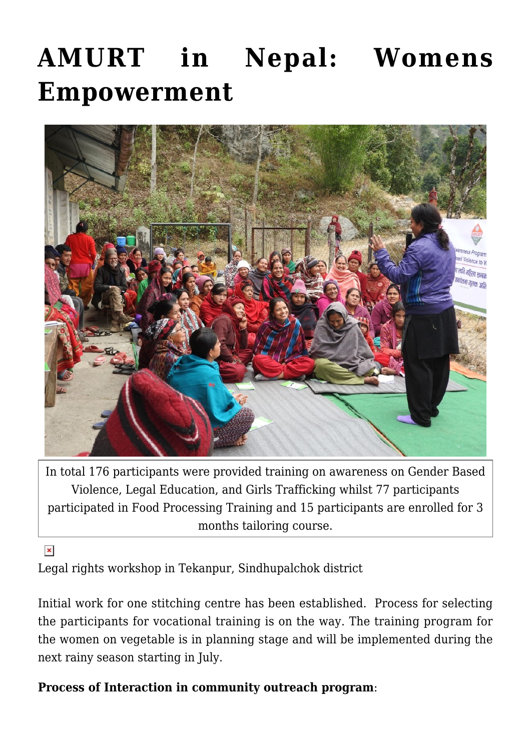# AMURT in Nepal: Womens Empowerment

In total 176 participants were provided training on awareness on Gender Based Violence, Legal Education, and Girls Trafficking whilst 77 participants participated in Food Processing Training and 15 participants are enrolled for 3 months tailoring course.

Legal rights workshop in Tekanpur, Sindhupalchok district

Initial work for one stitching centre has been established. Process for selecting the participants for vocational training is on the way. The training program for the women on vegetable is in planning stage and will be implemented during the next rainy season starting in July.

**Process of Interaction in community outreach program**: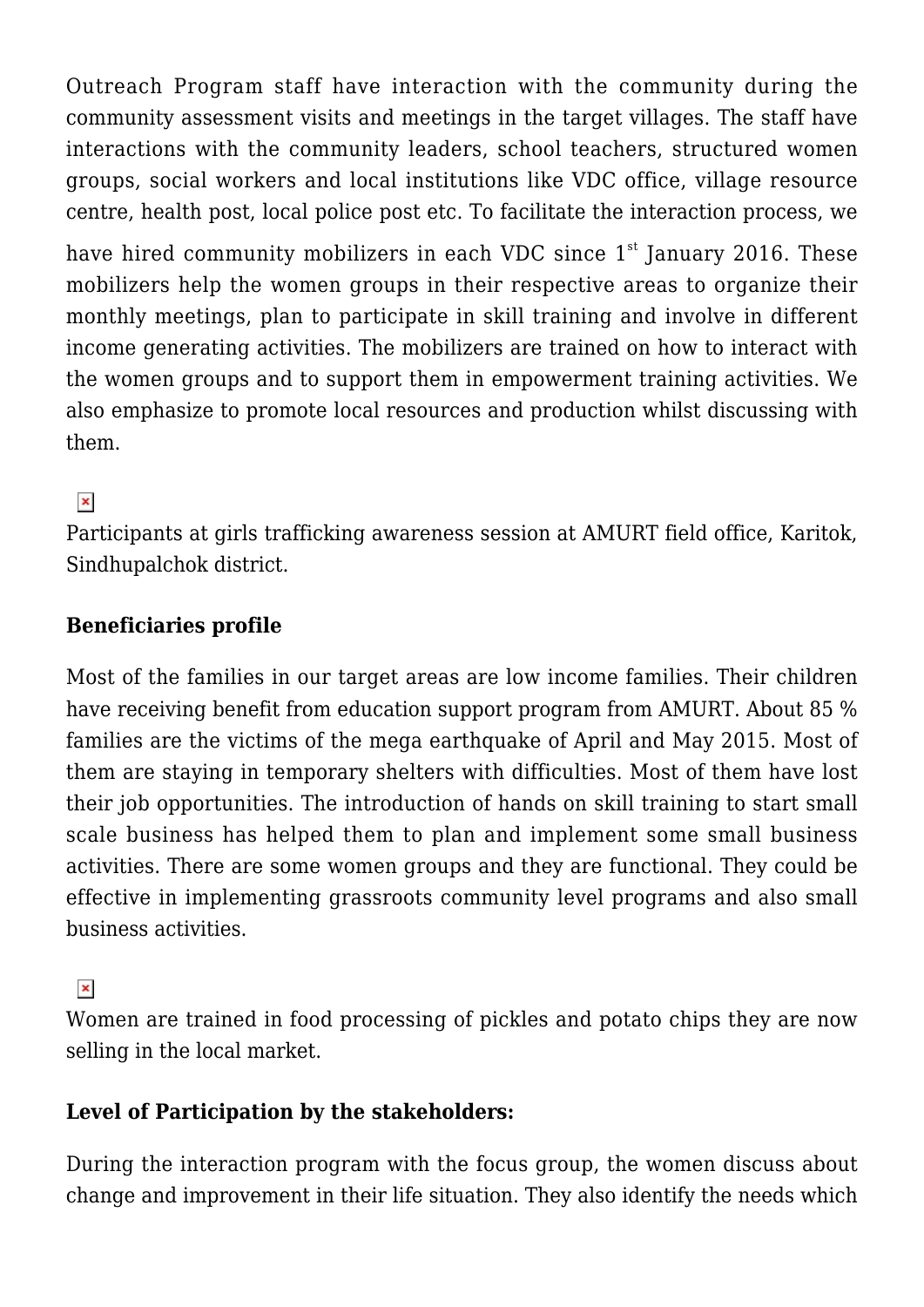Outreach Program staff have interaction with the community during the community assessment visits and meetings in the target villages. The staff have interactions with the community leaders, school teachers, structured women groups, social workers and local institutions like VDC office, village resource centre, health post, local police post etc. To facilitate the interaction process, we have hired community mobilizers in each VDC since 1st January 2016. These mobilizers help the women groups in their respective areas to organize their monthly meetings, plan to participate in skill training and involve in different income generating activities. The mobilizers are trained on how to interact with the women groups and to support them in empowerment training activities. We also emphasize to promote local resources and production whilst discussing with them.

Participants at girls trafficking awareness session at AMURT field office, Karitok, Sindhupalchok district.

**Beneficiaries profile**

Most of the families in our target areas are low income families. Their children have receiving benefit from education support program from AMURT. About 85 % families are the victims of the mega earthquake of April and May 2015. Most of them are staying in temporary shelters with difficulties. Most of them have lost their job opportunities. The introduction of hands on skill training to start small scale business has helped them to plan and implement some small business activities. There are some women groups and they are functional. They could be effective in implementing grassroots community level programs and also small business activities.

Women are trained in food processing of pickles and potato chips they are now selling in the local market.

**Level of Participation by the stakeholders:**

During the interaction program with the focus group, the women discuss about change and improvement in their life situation. They also identify the needs which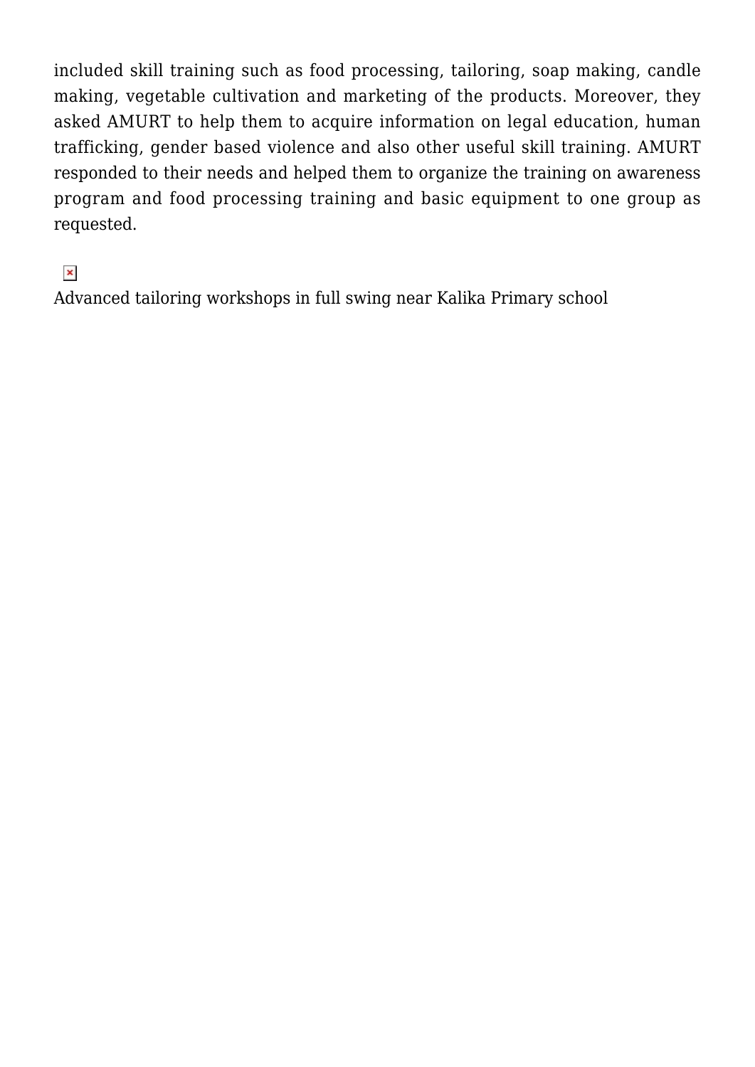included skill training such as food processing, tailoring, soap making, candle making, vegetable cultivation and marketing of the products. Moreover, they asked AMURT to help them to acquire information on legal education, human trafficking, gender based violence and also other useful skill training. AMURT responded to their needs and helped them to organize the training on awareness program and food processing training and basic equipment to one group as requested.

Advanced tailoring workshops in full swing near Kalika Primary school